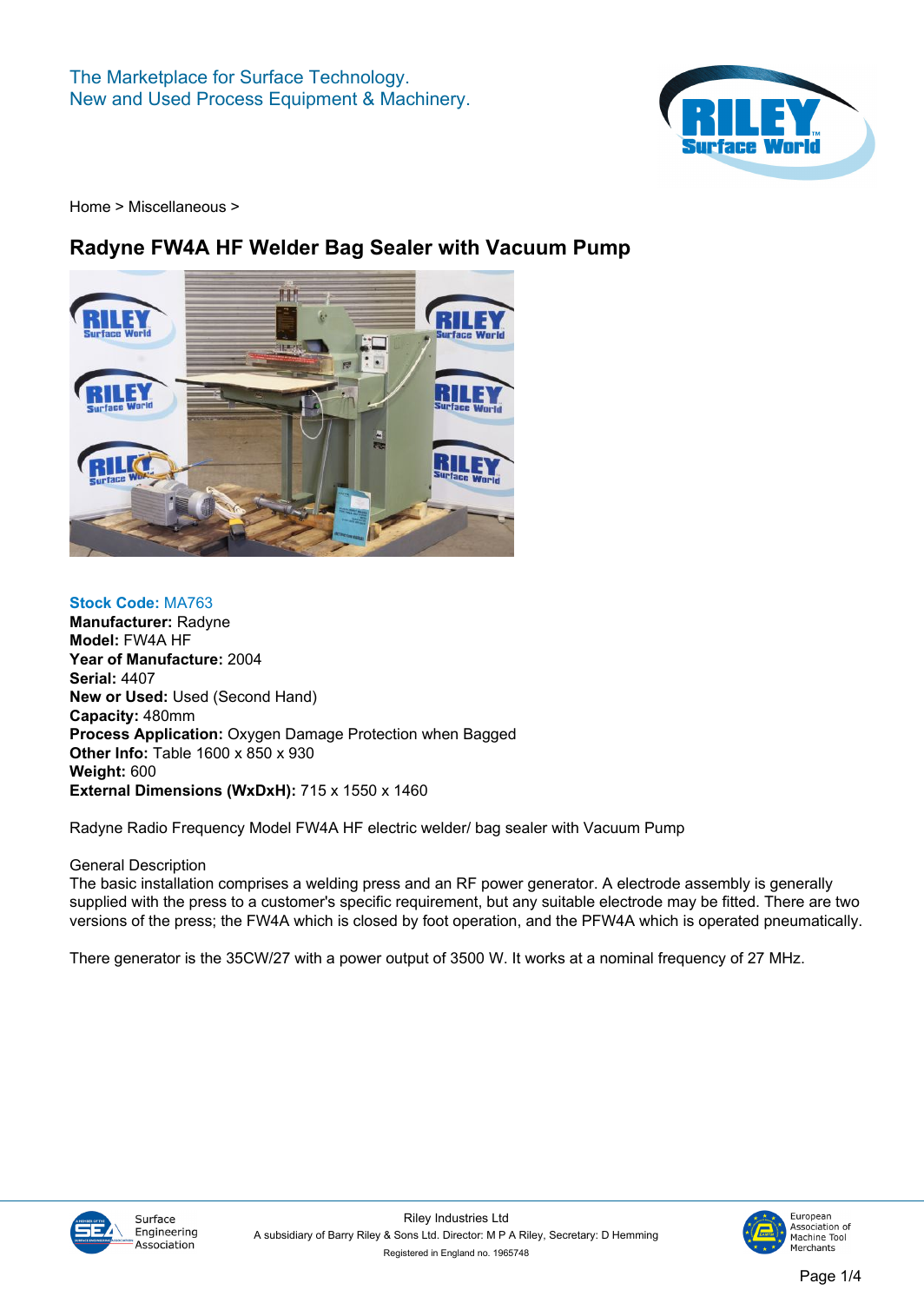The Marketplace for Surface Technology.
New and Used Process Equipment & Machinery.

Home > Miscellaneous >

# Radyne FW4A HF Welder Bag Sealer with Vacuum Pump

**Stock Code:** MA763
**Manufacturer:** Radyne
**Model:** FW4A HF
**Year of Manufacture:** 2004
**Serial:** 4407
**New or Used:** Used (Second Hand)
**Capacity:** 480mm
**Process Application:** Oxygen Damage Protection when Bagged
**Other Info:** Table 1600 x 850 x 930
**Weight:** 600
**External Dimensions (WxDxH):** 715 x 1550 x 1460

Radyne Radio Frequency Model FW4A HF electric welder/ bag sealer with Vacuum Pump

General Description
The basic installation comprises a welding press and an RF power generator. A electrode assembly is generally supplied with the press to a customer's specific requirement, but any suitable electrode may be fitted. There are two versions of the press; the FW4A which is closed by foot operation, and the PFW4A which is operated pneumatically.

There generator is the 35CW/27 with a power output of 3500 W. It works at a nominal frequency of 27 MHz.

Surface Engineering Association

Riley Industries Ltd
A subsidiary of Barry Riley & Sons Ltd. Director: M P A Riley, Secretary: D Hemming
Registered in England no. 1965748

European Association of Machine Tool Merchants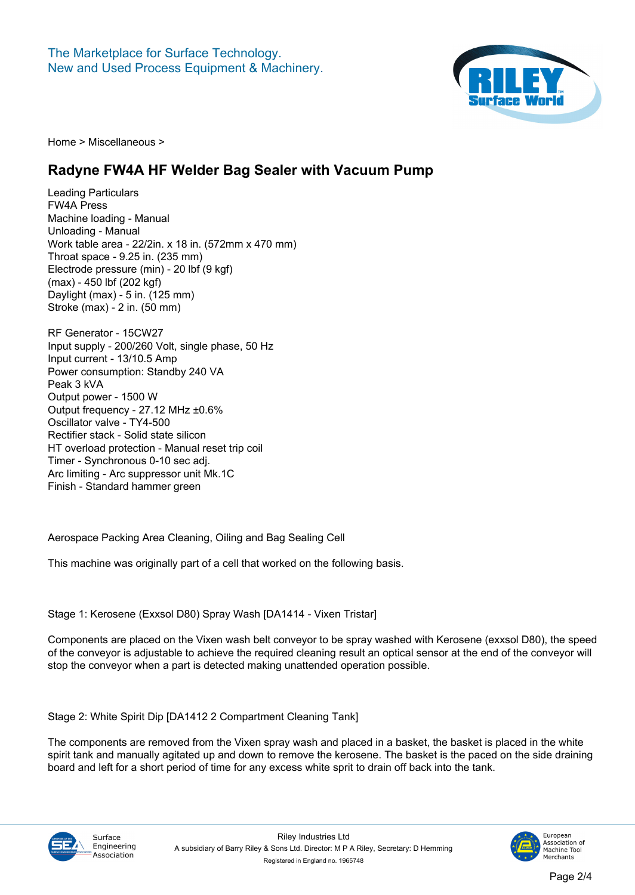Home > Miscellaneous >

# Radyne FW4A HF Welder Bag Sealer with Vacuum Pump

Leading Particulars
FW4A Press
Machine loading - Manual
Unloading - Manual
Work table area - 22/2in. x 18 in. (572mm x 470 mm)
Throat space - 9.25 in. (235 mm)
Electrode pressure (min) - 20 lbf (9 kgf)
(max) - 450 lbf (202 kgf)
Daylight (max) - 5 in. (125 mm)
Stroke (max) - 2 in. (50 mm)

RF Generator - 15CW27
Input supply - 200/260 Volt, single phase, 50 Hz
Input current - 13/10.5 Amp
Power consumption: Standby 240 VA
Peak 3 kVA
Output power - 1500 W
Output frequency - 27.12 MHz ±0.6%
Oscillator valve - TY4-500
Rectifier stack - Solid state silicon
HT overload protection - Manual reset trip coil
Timer - Synchronous 0-10 sec adj.
Arc limiting - Arc suppressor unit Mk.1C
Finish - Standard hammer green

Aerospace Packing Area Cleaning, Oiling and Bag Sealing Cell

This machine was originally part of a cell that worked on the following basis.

Stage 1: Kerosene (Exxsol D80) Spray Wash [DA1414 - Vixen Tristar]

Components are placed on the Vixen wash belt conveyor to be spray washed with Kerosene (exxsol D80), the speed of the conveyor is adjustable to achieve the required cleaning result an optical sensor at the end of the conveyor will stop the conveyor when a part is detected making unattended operation possible.

Stage 2: White Spirit Dip [DA1412 2 Compartment Cleaning Tank]

The components are removed from the Vixen spray wash and placed in a basket, the basket is placed in the white spirit tank and manually agitated up and down to remove the kerosene. The basket is the paced on the side draining board and left for a short period of time for any excess white sprit to drain off back into the tank.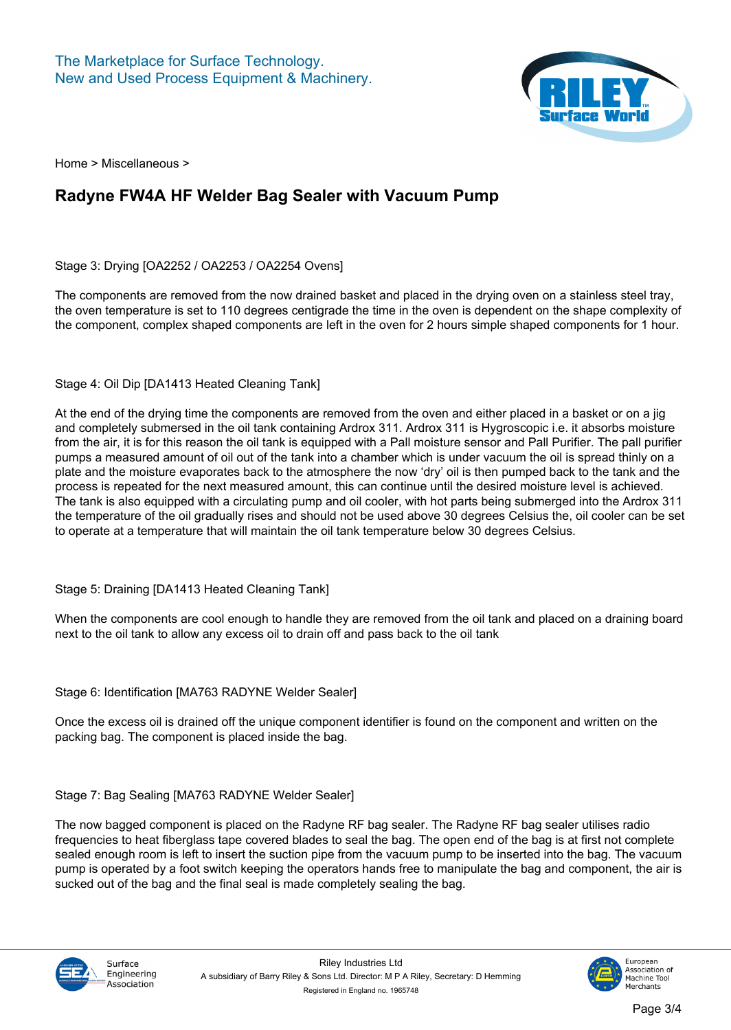Home > Miscellaneous >

# Radyne FW4A HF Welder Bag Sealer with Vacuum Pump

Stage 3: Drying [OA2252 / OA2253 / OA2254 Ovens]

The components are removed from the now drained basket and placed in the drying oven on a stainless steel tray, the oven temperature is set to 110 degrees centigrade the time in the oven is dependent on the shape complexity of the component, complex shaped components are left in the oven for 2 hours simple shaped components for 1 hour.

Stage 4: Oil Dip [DA1413 Heated Cleaning Tank]

At the end of the drying time the components are removed from the oven and either placed in a basket or on a jig and completely submersed in the oil tank containing Ardrox 311. Ardrox 311 is Hygroscopic i.e. it absorbs moisture from the air, it is for this reason the oil tank is equipped with a Pall moisture sensor and Pall Purifier. The pall purifier pumps a measured amount of oil out of the tank into a chamber which is under vacuum the oil is spread thinly on a plate and the moisture evaporates back to the atmosphere the now 'dry' oil is then pumped back to the tank and the process is repeated for the next measured amount, this can continue until the desired moisture level is achieved. The tank is also equipped with a circulating pump and oil cooler, with hot parts being submerged into the Ardrox 311 the temperature of the oil gradually rises and should not be used above 30 degrees Celsius the, oil cooler can be set to operate at a temperature that will maintain the oil tank temperature below 30 degrees Celsius.

Stage 5: Draining [DA1413 Heated Cleaning Tank]

When the components are cool enough to handle they are removed from the oil tank and placed on a draining board next to the oil tank to allow any excess oil to drain off and pass back to the oil tank

Stage 6: Identification [MA763 RADYNE Welder Sealer]

Once the excess oil is drained off the unique component identifier is found on the component and written on the packing bag. The component is placed inside the bag.

Stage 7: Bag Sealing [MA763 RADYNE Welder Sealer]

The now bagged component is placed on the Radyne RF bag sealer. The Radyne RF bag sealer utilises radio frequencies to heat fiberglass tape covered blades to seal the bag. The open end of the bag is at first not complete sealed enough room is left to insert the suction pipe from the vacuum pump to be inserted into the bag. The vacuum pump is operated by a foot switch keeping the operators hands free to manipulate the bag and component, the air is sucked out of the bag and the final seal is made completely sealing the bag.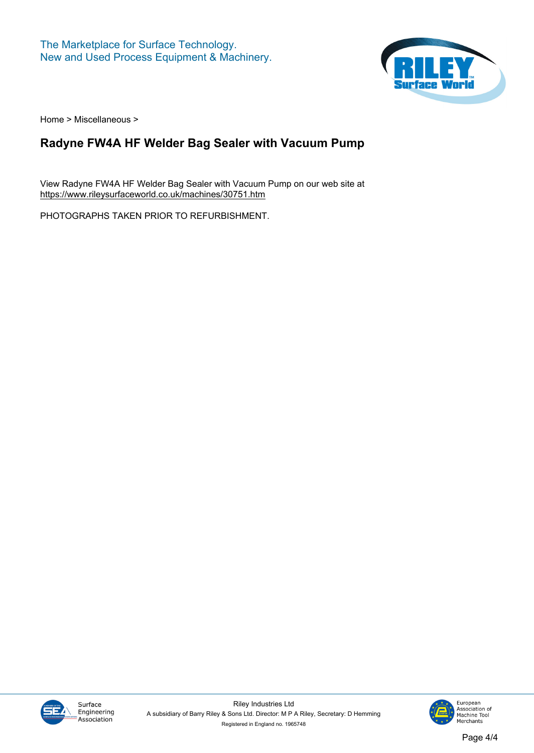Home > Miscellaneous >

# Radyne FW4A HF Welder Bag Sealer with Vacuum Pump

View Radyne FW4A HF Welder Bag Sealer with Vacuum Pump on our web site at https://www.rileysurfaceworld.co.uk/machines/30751.htm

PHOTOGRAPHS TAKEN PRIOR TO REFURBISHMENT.